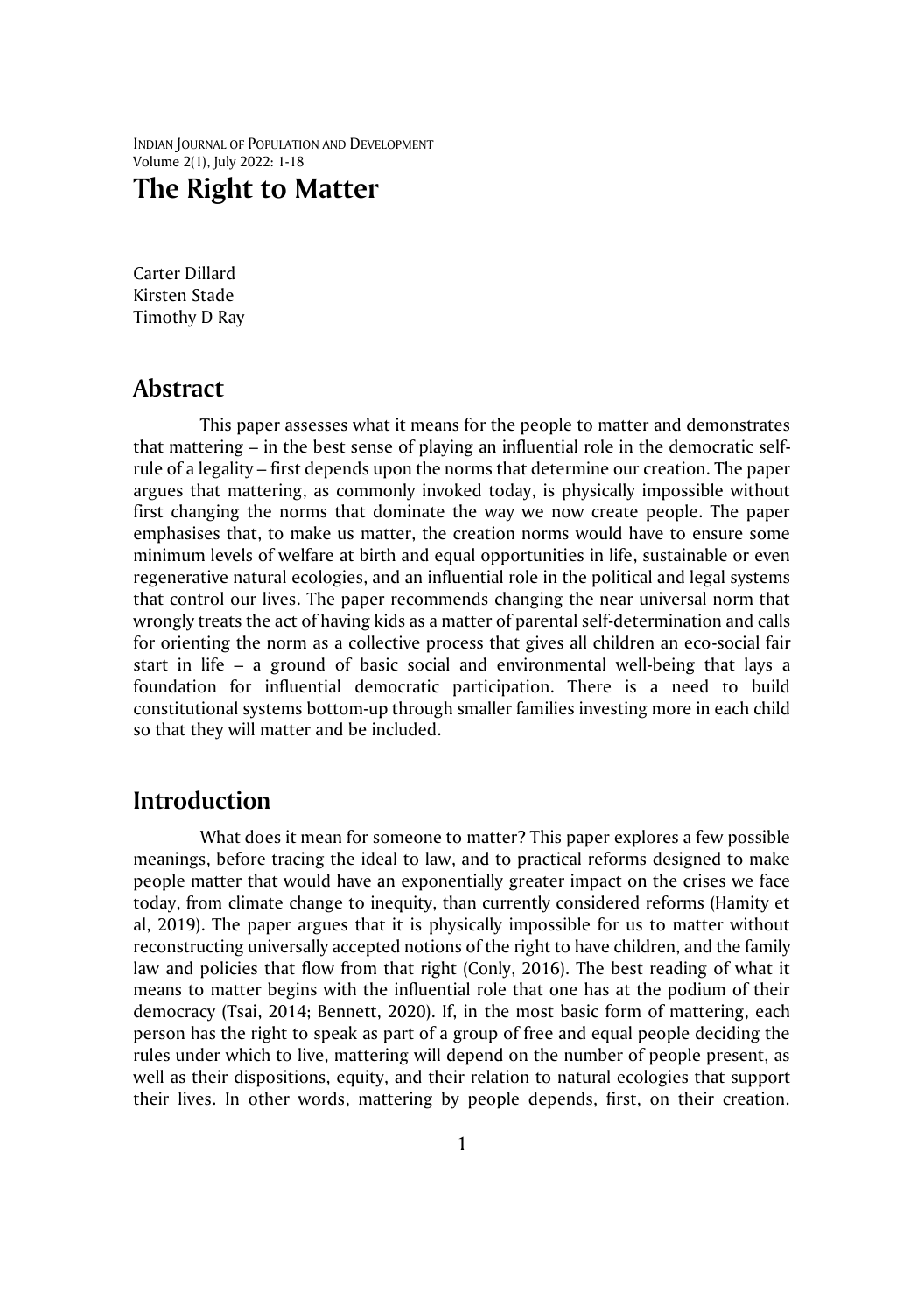# The Right to Matter

Carter Dillard
Kirsten Stade
Timothy D Ray

## Abstract

This paper assesses what it means for the people to matter and demonstrates that mattering – in the best sense of playing an influential role in the democratic self-rule of a legality – first depends upon the norms that determine our creation. The paper argues that mattering, as commonly invoked today, is physically impossible without first changing the norms that dominate the way we now create people. The paper emphasises that, to make us matter, the creation norms would have to ensure some minimum levels of welfare at birth and equal opportunities in life, sustainable or even regenerative natural ecologies, and an influential role in the political and legal systems that control our lives. The paper recommends changing the near universal norm that wrongly treats the act of having kids as a matter of parental self-determination and calls for orienting the norm as a collective process that gives all children an eco-social fair start in life – a ground of basic social and environmental well-being that lays a foundation for influential democratic participation. There is a need to build constitutional systems bottom-up through smaller families investing more in each child so that they will matter and be included.

## Introduction

What does it mean for someone to matter? This paper explores a few possible meanings, before tracing the ideal to law, and to practical reforms designed to make people matter that would have an exponentially greater impact on the crises we face today, from climate change to inequity, than currently considered reforms (Hamity et al, 2019). The paper argues that it is physically impossible for us to matter without reconstructing universally accepted notions of the right to have children, and the family law and policies that flow from that right (Conly, 2016). The best reading of what it means to matter begins with the influential role that one has at the podium of their democracy (Tsai, 2014; Bennett, 2020). If, in the most basic form of mattering, each person has the right to speak as part of a group of free and equal people deciding the rules under which to live, mattering will depend on the number of people present, as well as their dispositions, equity, and their relation to natural ecologies that support their lives. In other words, mattering by people depends, first, on their creation.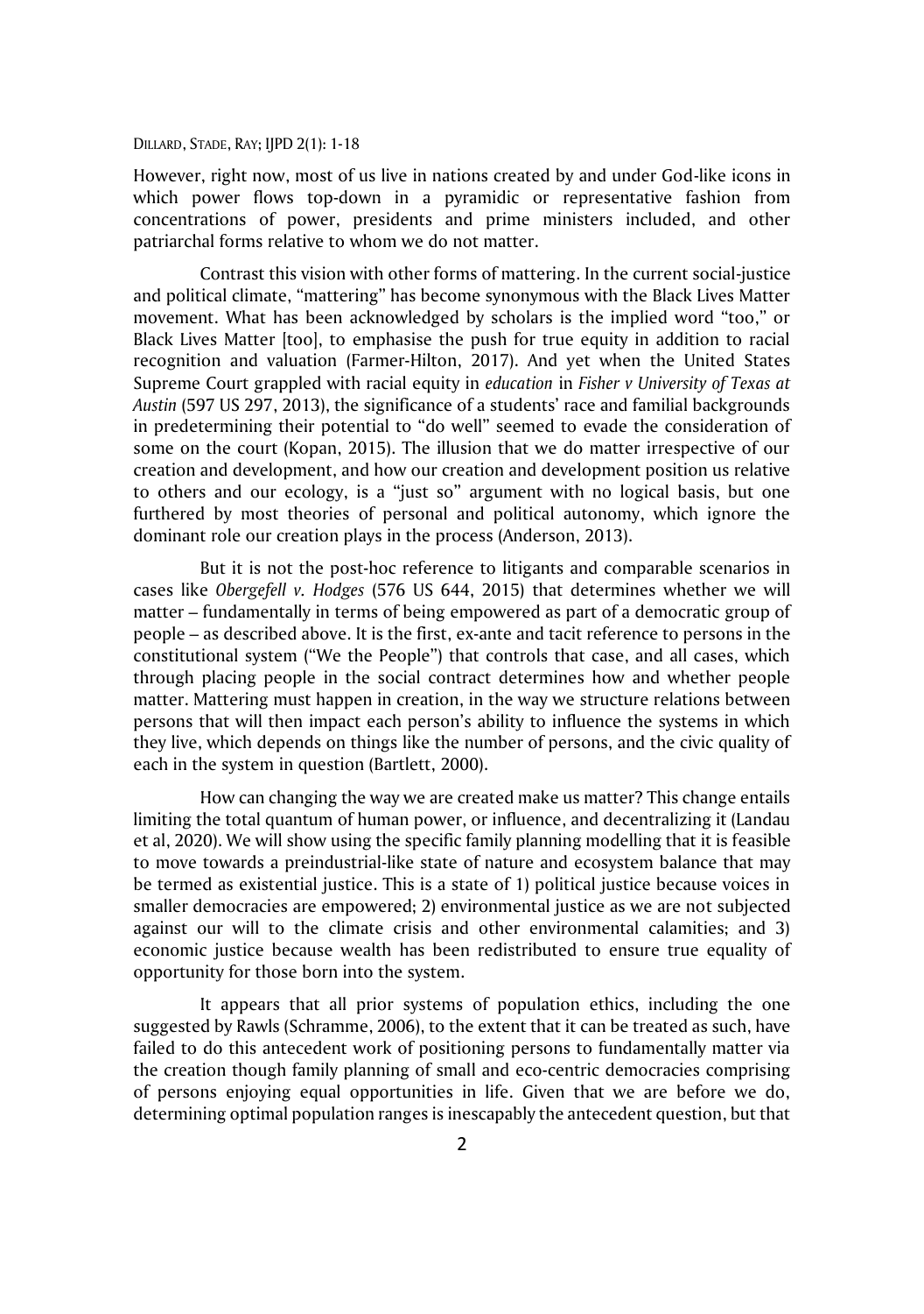However, right now, most of us live in nations created by and under God-like icons in which power flows top-down in a pyramidic or representative fashion from concentrations of power, presidents and prime ministers included, and other patriarchal forms relative to whom we do not matter.

Contrast this vision with other forms of mattering. In the current social-justice and political climate, "mattering" has become synonymous with the Black Lives Matter movement. What has been acknowledged by scholars is the implied word "too," or Black Lives Matter [too], to emphasise the push for true equity in addition to racial recognition and valuation (Farmer-Hilton, 2017). And yet when the United States Supreme Court grappled with racial equity in *education* in *Fisher v University of Texas at Austin* (597 US 297, 2013), the significance of a students' race and familial backgrounds in predetermining their potential to "do well" seemed to evade the consideration of some on the court (Kopan, 2015). The illusion that we do matter irrespective of our creation and development, and how our creation and development position us relative to others and our ecology, is a "just so" argument with no logical basis, but one furthered by most theories of personal and political autonomy, which ignore the dominant role our creation plays in the process (Anderson, 2013).

But it is not the post-hoc reference to litigants and comparable scenarios in cases like *Obergefell v. Hodges* (576 US 644, 2015) that determines whether we will matter – fundamentally in terms of being empowered as part of a democratic group of people – as described above. It is the first, ex-ante and tacit reference to persons in the constitutional system ("We the People") that controls that case, and all cases, which through placing people in the social contract determines how and whether people matter. Mattering must happen in creation, in the way we structure relations between persons that will then impact each person's ability to influence the systems in which they live, which depends on things like the number of persons, and the civic quality of each in the system in question (Bartlett, 2000).

How can changing the way we are created make us matter? This change entails limiting the total quantum of human power, or influence, and decentralizing it (Landau et al, 2020). We will show using the specific family planning modelling that it is feasible to move towards a preindustrial-like state of nature and ecosystem balance that may be termed as existential justice. This is a state of 1) political justice because voices in smaller democracies are empowered; 2) environmental justice as we are not subjected against our will to the climate crisis and other environmental calamities; and 3) economic justice because wealth has been redistributed to ensure true equality of opportunity for those born into the system.

It appears that all prior systems of population ethics, including the one suggested by Rawls (Schramme, 2006), to the extent that it can be treated as such, have failed to do this antecedent work of positioning persons to fundamentally matter via the creation though family planning of small and eco-centric democracies comprising of persons enjoying equal opportunities in life. Given that we are before we do, determining optimal population ranges is inescapably the antecedent question, but that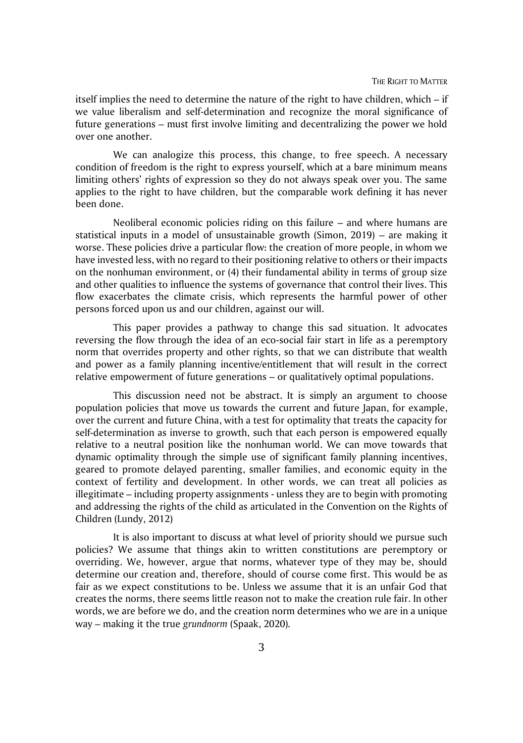itself implies the need to determine the nature of the right to have children, which – if we value liberalism and self-determination and recognize the moral significance of future generations – must first involve limiting and decentralizing the power we hold over one another.

We can analogize this process, this change, to free speech. A necessary condition of freedom is the right to express yourself, which at a bare minimum means limiting others' rights of expression so they do not always speak over you. The same applies to the right to have children, but the comparable work defining it has never been done.

Neoliberal economic policies riding on this failure – and where humans are statistical inputs in a model of unsustainable growth (Simon, 2019) – are making it worse. These policies drive a particular flow: the creation of more people, in whom we have invested less, with no regard to their positioning relative to others or their impacts on the nonhuman environment, or (4) their fundamental ability in terms of group size and other qualities to influence the systems of governance that control their lives. This flow exacerbates the climate crisis, which represents the harmful power of other persons forced upon us and our children, against our will.

This paper provides a pathway to change this sad situation. It advocates reversing the flow through the idea of an eco-social fair start in life as a peremptory norm that overrides property and other rights, so that we can distribute that wealth and power as a family planning incentive/entitlement that will result in the correct relative empowerment of future generations – or qualitatively optimal populations.

This discussion need not be abstract. It is simply an argument to choose population policies that move us towards the current and future Japan, for example, over the current and future China, with a test for optimality that treats the capacity for self-determination as inverse to growth, such that each person is empowered equally relative to a neutral position like the nonhuman world. We can move towards that dynamic optimality through the simple use of significant family planning incentives, geared to promote delayed parenting, smaller families, and economic equity in the context of fertility and development. In other words, we can treat all policies as illegitimate – including property assignments - unless they are to begin with promoting and addressing the rights of the child as articulated in the Convention on the Rights of Children (Lundy, 2012)

It is also important to discuss at what level of priority should we pursue such policies? We assume that things akin to written constitutions are peremptory or overriding. We, however, argue that norms, whatever type of they may be, should determine our creation and, therefore, should of course come first. This would be as fair as we expect constitutions to be. Unless we assume that it is an unfair God that creates the norms, there seems little reason not to make the creation rule fair. In other words, we are before we do, and the creation norm determines who we are in a unique way – making it the true *grundnorm* (Spaak, 2020).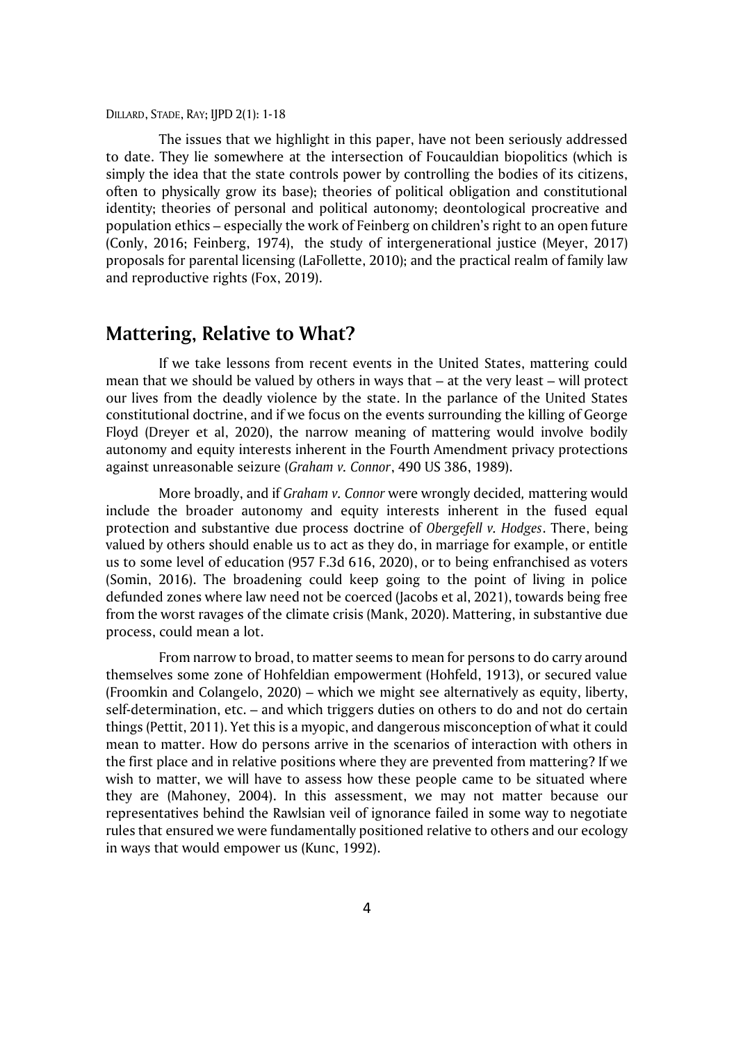The issues that we highlight in this paper, have not been seriously addressed to date. They lie somewhere at the intersection of Foucauldian biopolitics (which is simply the idea that the state controls power by controlling the bodies of its citizens, often to physically grow its base); theories of political obligation and constitutional identity; theories of personal and political autonomy; deontological procreative and population ethics – especially the work of Feinberg on children's right to an open future (Conly, 2016; Feinberg, 1974), the study of intergenerational justice (Meyer, 2017) proposals for parental licensing (LaFollette, 2010); and the practical realm of family law and reproductive rights (Fox, 2019).

## Mattering, Relative to What?

If we take lessons from recent events in the United States, mattering could mean that we should be valued by others in ways that – at the very least – will protect our lives from the deadly violence by the state. In the parlance of the United States constitutional doctrine, and if we focus on the events surrounding the killing of George Floyd (Dreyer et al, 2020), the narrow meaning of mattering would involve bodily autonomy and equity interests inherent in the Fourth Amendment privacy protections against unreasonable seizure (*Graham v. Connor*, 490 US 386, 1989).

More broadly, and if *Graham v. Connor* were wrongly decided, mattering would include the broader autonomy and equity interests inherent in the fused equal protection and substantive due process doctrine of *Obergefell v. Hodges*. There, being valued by others should enable us to act as they do, in marriage for example, or entitle us to some level of education (957 F.3d 616, 2020), or to being enfranchised as voters (Somin, 2016). The broadening could keep going to the point of living in police defunded zones where law need not be coerced (Jacobs et al, 2021), towards being free from the worst ravages of the climate crisis (Mank, 2020). Mattering, in substantive due process, could mean a lot.

From narrow to broad, to matter seems to mean for persons to do carry around themselves some zone of Hohfeldian empowerment (Hohfeld, 1913), or secured value (Froomkin and Colangelo, 2020) – which we might see alternatively as equity, liberty, self-determination, etc. – and which triggers duties on others to do and not do certain things (Pettit, 2011). Yet this is a myopic, and dangerous misconception of what it could mean to matter. How do persons arrive in the scenarios of interaction with others in the first place and in relative positions where they are prevented from mattering? If we wish to matter, we will have to assess how these people came to be situated where they are (Mahoney, 2004). In this assessment, we may not matter because our representatives behind the Rawlsian veil of ignorance failed in some way to negotiate rules that ensured we were fundamentally positioned relative to others and our ecology in ways that would empower us (Kunc, 1992).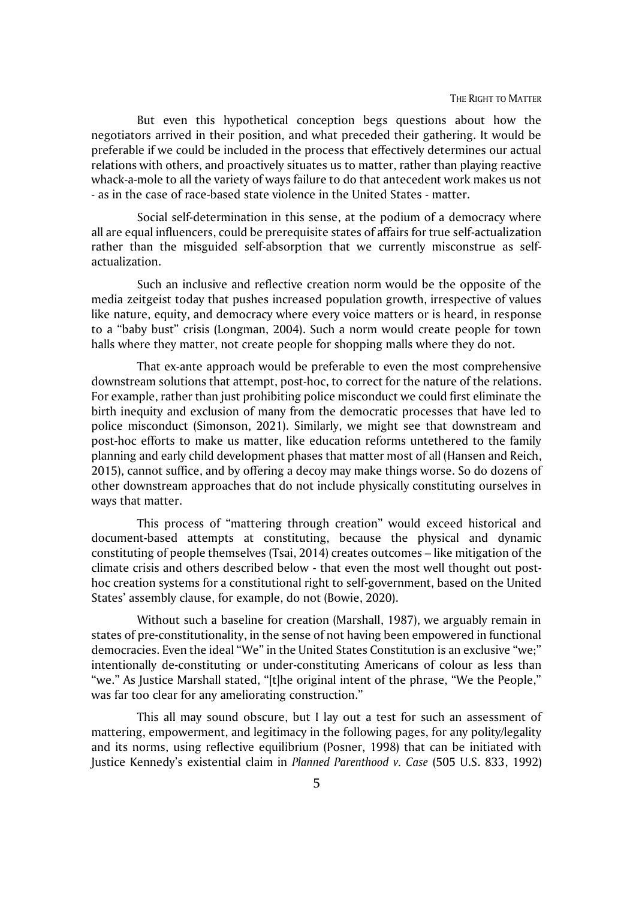But even this hypothetical conception begs questions about how the negotiators arrived in their position, and what preceded their gathering. It would be preferable if we could be included in the process that effectively determines our actual relations with others, and proactively situates us to matter, rather than playing reactive whack-a-mole to all the variety of ways failure to do that antecedent work makes us not - as in the case of race-based state violence in the United States - matter.

Social self-determination in this sense, at the podium of a democracy where all are equal influencers, could be prerequisite states of affairs for true self-actualization rather than the misguided self-absorption that we currently misconstrue as self-actualization.

Such an inclusive and reflective creation norm would be the opposite of the media zeitgeist today that pushes increased population growth, irrespective of values like nature, equity, and democracy where every voice matters or is heard, in response to a "baby bust" crisis (Longman, 2004). Such a norm would create people for town halls where they matter, not create people for shopping malls where they do not.

That ex-ante approach would be preferable to even the most comprehensive downstream solutions that attempt, post-hoc, to correct for the nature of the relations. For example, rather than just prohibiting police misconduct we could first eliminate the birth inequity and exclusion of many from the democratic processes that have led to police misconduct (Simonson, 2021). Similarly, we might see that downstream and post-hoc efforts to make us matter, like education reforms untethered to the family planning and early child development phases that matter most of all (Hansen and Reich, 2015), cannot suffice, and by offering a decoy may make things worse. So do dozens of other downstream approaches that do not include physically constituting ourselves in ways that matter.

This process of "mattering through creation" would exceed historical and document-based attempts at constituting, because the physical and dynamic constituting of people themselves (Tsai, 2014) creates outcomes – like mitigation of the climate crisis and others described below - that even the most well thought out post-hoc creation systems for a constitutional right to self-government, based on the United States' assembly clause, for example, do not (Bowie, 2020).

Without such a baseline for creation (Marshall, 1987), we arguably remain in states of pre-constitutionality, in the sense of not having been empowered in functional democracies. Even the ideal "We" in the United States Constitution is an exclusive "we;" intentionally de-constituting or under-constituting Americans of colour as less than "we." As Justice Marshall stated, "[t]he original intent of the phrase, "We the People," was far too clear for any ameliorating construction."

This all may sound obscure, but I lay out a test for such an assessment of mattering, empowerment, and legitimacy in the following pages, for any polity/legality and its norms, using reflective equilibrium (Posner, 1998) that can be initiated with Justice Kennedy's existential claim in *Planned Parenthood v. Case* (505 U.S. 833, 1992)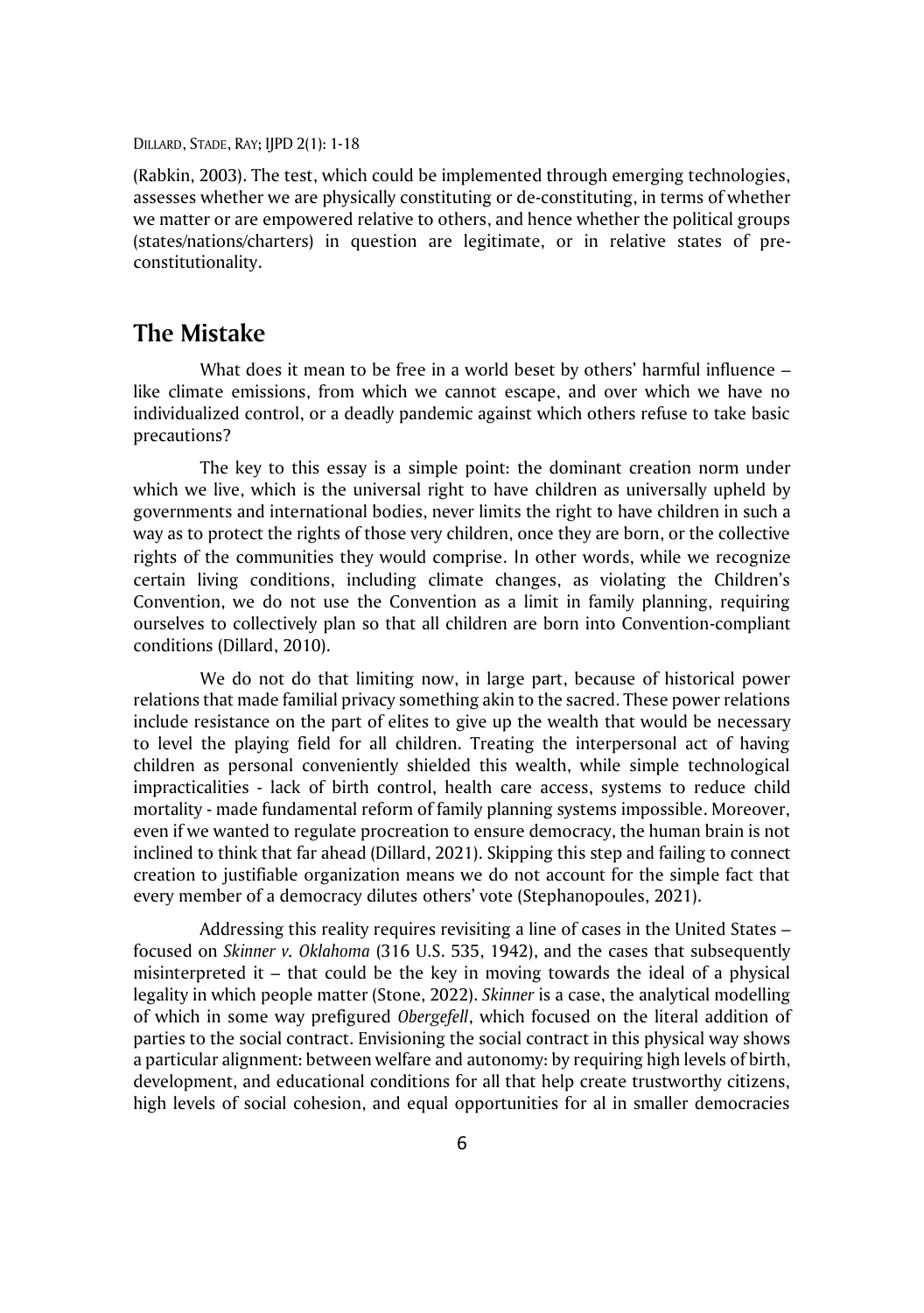(Rabkin, 2003). The test, which could be implemented through emerging technologies, assesses whether we are physically constituting or de-constituting, in terms of whether we matter or are empowered relative to others, and hence whether the political groups (states/nations/charters) in question are legitimate, or in relative states of pre-constitutionality.

## The Mistake

What does it mean to be free in a world beset by others' harmful influence – like climate emissions, from which we cannot escape, and over which we have no individualized control, or a deadly pandemic against which others refuse to take basic precautions?

The key to this essay is a simple point: the dominant creation norm under which we live, which is the universal right to have children as universally upheld by governments and international bodies, never limits the right to have children in such a way as to protect the rights of those very children, once they are born, or the collective rights of the communities they would comprise. In other words, while we recognize certain living conditions, including climate changes, as violating the Children's Convention, we do not use the Convention as a limit in family planning, requiring ourselves to collectively plan so that all children are born into Convention-compliant conditions (Dillard, 2010).

We do not do that limiting now, in large part, because of historical power relations that made familial privacy something akin to the sacred. These power relations include resistance on the part of elites to give up the wealth that would be necessary to level the playing field for all children. Treating the interpersonal act of having children as personal conveniently shielded this wealth, while simple technological impracticalities - lack of birth control, health care access, systems to reduce child mortality - made fundamental reform of family planning systems impossible. Moreover, even if we wanted to regulate procreation to ensure democracy, the human brain is not inclined to think that far ahead (Dillard, 2021). Skipping this step and failing to connect creation to justifiable organization means we do not account for the simple fact that every member of a democracy dilutes others' vote (Stephanopoules, 2021).

Addressing this reality requires revisiting a line of cases in the United States – focused on *Skinner v. Oklahoma* (316 U.S. 535, 1942), and the cases that subsequently misinterpreted it – that could be the key in moving towards the ideal of a physical legality in which people matter (Stone, 2022). *Skinner* is a case, the analytical modelling of which in some way prefigured *Obergefell*, which focused on the literal addition of parties to the social contract. Envisioning the social contract in this physical way shows a particular alignment: between welfare and autonomy: by requiring high levels of birth, development, and educational conditions for all that help create trustworthy citizens, high levels of social cohesion, and equal opportunities for al in smaller democracies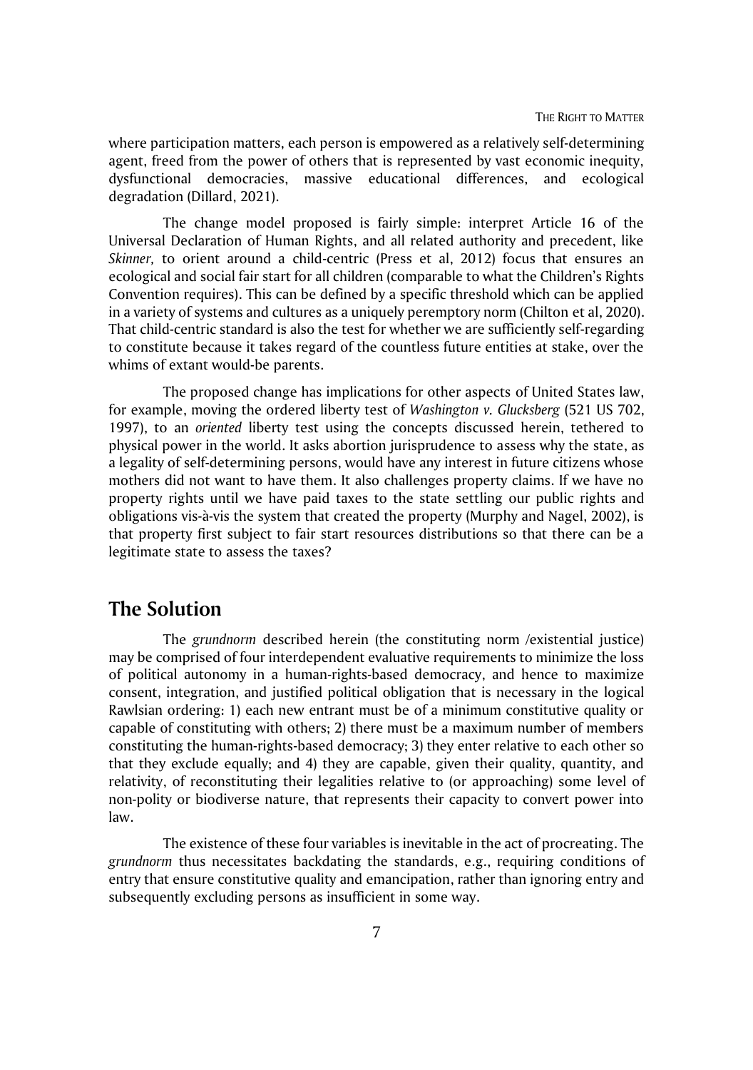where participation matters, each person is empowered as a relatively self-determining agent, freed from the power of others that is represented by vast economic inequity, dysfunctional democracies, massive educational differences, and ecological degradation (Dillard, 2021).

The change model proposed is fairly simple: interpret Article 16 of the Universal Declaration of Human Rights, and all related authority and precedent, like *Skinner,* to orient around a child-centric (Press et al, 2012) focus that ensures an ecological and social fair start for all children (comparable to what the Children's Rights Convention requires). This can be defined by a specific threshold which can be applied in a variety of systems and cultures as a uniquely peremptory norm (Chilton et al, 2020). That child-centric standard is also the test for whether we are sufficiently self-regarding to constitute because it takes regard of the countless future entities at stake, over the whims of extant would-be parents.

The proposed change has implications for other aspects of United States law, for example, moving the ordered liberty test of *Washington v. Glucksberg* (521 US 702, 1997), to an *oriented* liberty test using the concepts discussed herein, tethered to physical power in the world. It asks abortion jurisprudence to assess why the state, as a legality of self-determining persons, would have any interest in future citizens whose mothers did not want to have them. It also challenges property claims. If we have no property rights until we have paid taxes to the state settling our public rights and obligations vis-à-vis the system that created the property (Murphy and Nagel, 2002), is that property first subject to fair start resources distributions so that there can be a legitimate state to assess the taxes?

## The Solution

The *grundnorm* described herein (the constituting norm /existential justice) may be comprised of four interdependent evaluative requirements to minimize the loss of political autonomy in a human-rights-based democracy, and hence to maximize consent, integration, and justified political obligation that is necessary in the logical Rawlsian ordering: 1) each new entrant must be of a minimum constitutive quality or capable of constituting with others; 2) there must be a maximum number of members constituting the human-rights-based democracy; 3) they enter relative to each other so that they exclude equally; and 4) they are capable, given their quality, quantity, and relativity, of reconstituting their legalities relative to (or approaching) some level of non-polity or biodiverse nature, that represents their capacity to convert power into law.

The existence of these four variables is inevitable in the act of procreating. The *grundnorm* thus necessitates backdating the standards, e.g., requiring conditions of entry that ensure constitutive quality and emancipation, rather than ignoring entry and subsequently excluding persons as insufficient in some way.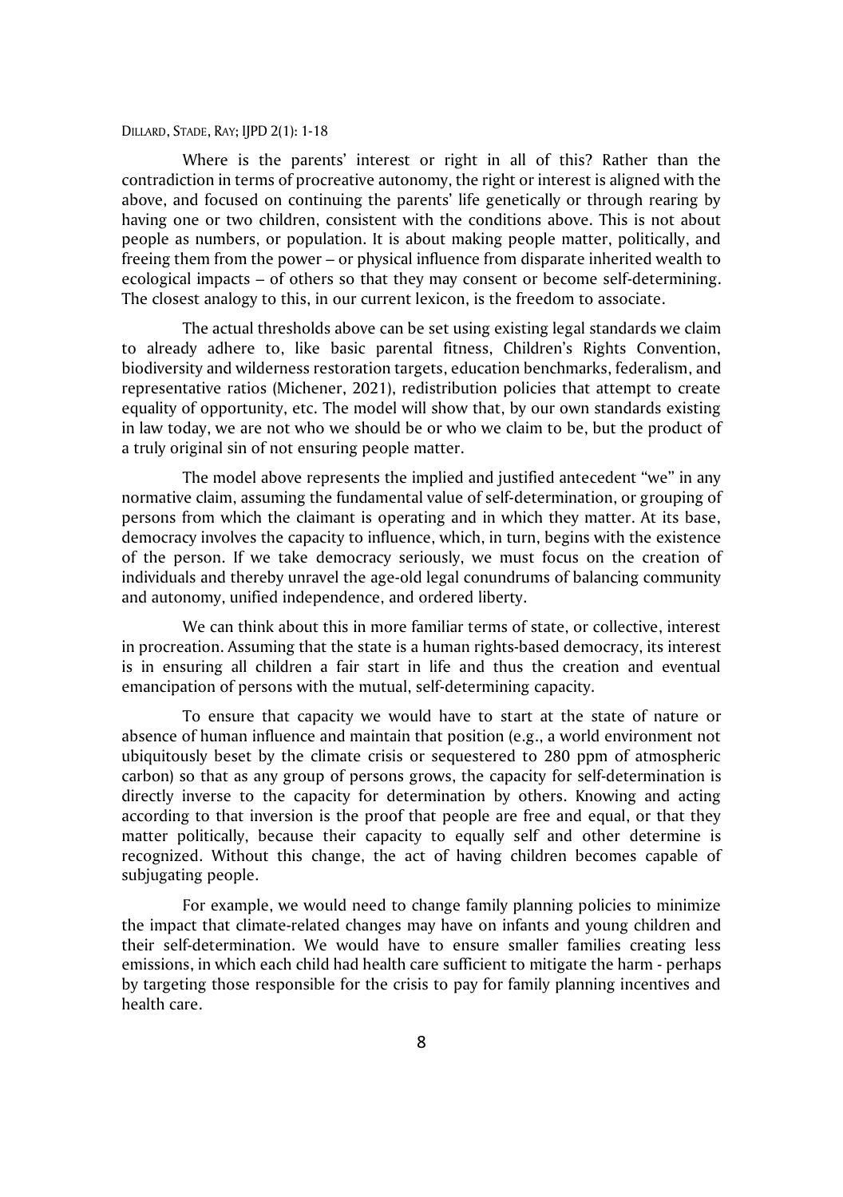Where is the parents' interest or right in all of this? Rather than the contradiction in terms of procreative autonomy, the right or interest is aligned with the above, and focused on continuing the parents' life genetically or through rearing by having one or two children, consistent with the conditions above. This is not about people as numbers, or population. It is about making people matter, politically, and freeing them from the power – or physical influence from disparate inherited wealth to ecological impacts – of others so that they may consent or become self-determining. The closest analogy to this, in our current lexicon, is the freedom to associate.

The actual thresholds above can be set using existing legal standards we claim to already adhere to, like basic parental fitness, Children's Rights Convention, biodiversity and wilderness restoration targets, education benchmarks, federalism, and representative ratios (Michener, 2021), redistribution policies that attempt to create equality of opportunity, etc. The model will show that, by our own standards existing in law today, we are not who we should be or who we claim to be, but the product of a truly original sin of not ensuring people matter.

The model above represents the implied and justified antecedent "we" in any normative claim, assuming the fundamental value of self-determination, or grouping of persons from which the claimant is operating and in which they matter. At its base, democracy involves the capacity to influence, which, in turn, begins with the existence of the person. If we take democracy seriously, we must focus on the creation of individuals and thereby unravel the age-old legal conundrums of balancing community and autonomy, unified independence, and ordered liberty.

We can think about this in more familiar terms of state, or collective, interest in procreation. Assuming that the state is a human rights-based democracy, its interest is in ensuring all children a fair start in life and thus the creation and eventual emancipation of persons with the mutual, self-determining capacity.

To ensure that capacity we would have to start at the state of nature or absence of human influence and maintain that position (e.g., a world environment not ubiquitously beset by the climate crisis or sequestered to 280 ppm of atmospheric carbon) so that as any group of persons grows, the capacity for self-determination is directly inverse to the capacity for determination by others. Knowing and acting according to that inversion is the proof that people are free and equal, or that they matter politically, because their capacity to equally self and other determine is recognized. Without this change, the act of having children becomes capable of subjugating people.

For example, we would need to change family planning policies to minimize the impact that climate-related changes may have on infants and young children and their self-determination. We would have to ensure smaller families creating less emissions, in which each child had health care sufficient to mitigate the harm - perhaps by targeting those responsible for the crisis to pay for family planning incentives and health care.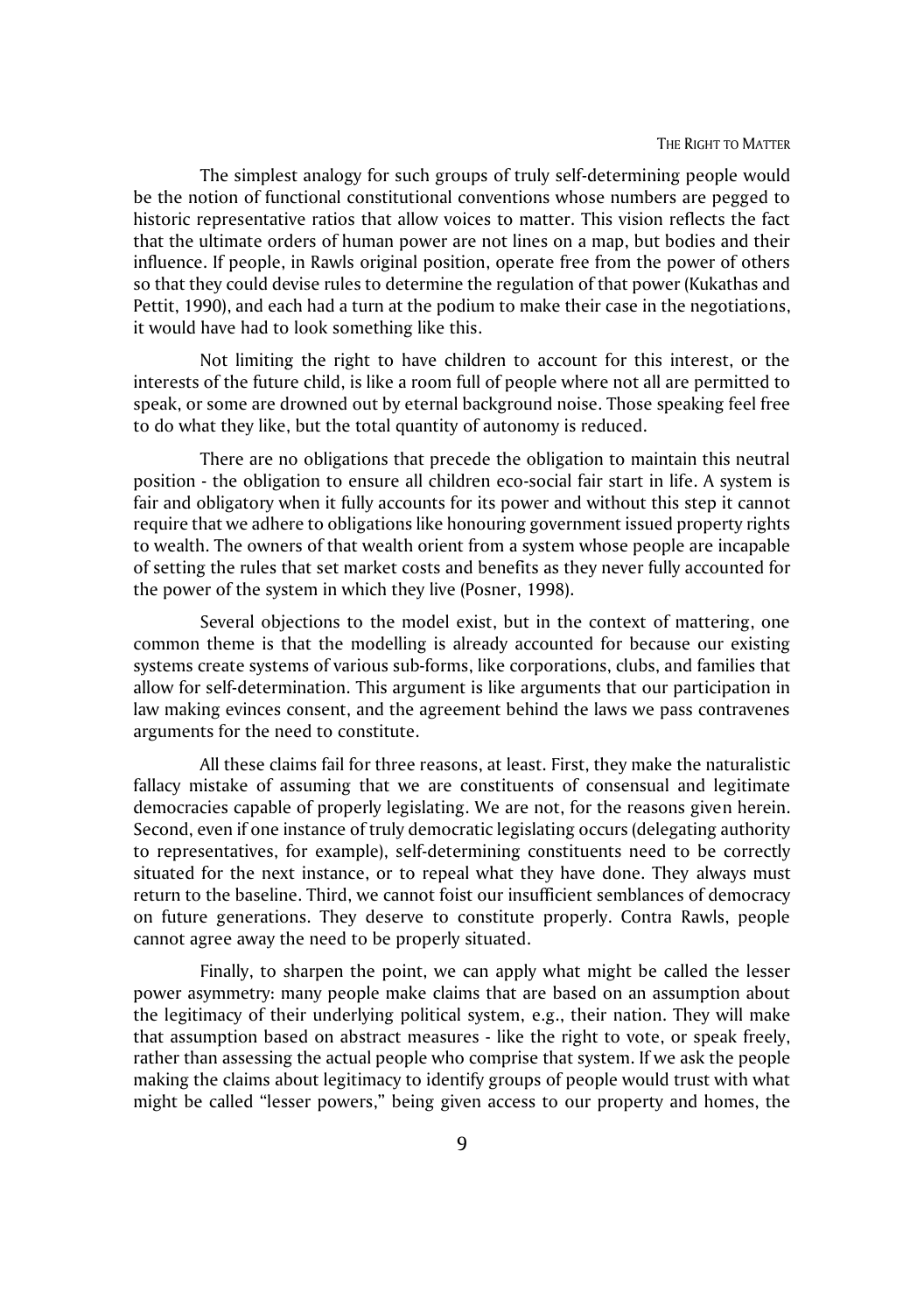The simplest analogy for such groups of truly self-determining people would be the notion of functional constitutional conventions whose numbers are pegged to historic representative ratios that allow voices to matter. This vision reflects the fact that the ultimate orders of human power are not lines on a map, but bodies and their influence. If people, in Rawls original position, operate free from the power of others so that they could devise rules to determine the regulation of that power (Kukathas and Pettit, 1990), and each had a turn at the podium to make their case in the negotiations, it would have had to look something like this.

Not limiting the right to have children to account for this interest, or the interests of the future child, is like a room full of people where not all are permitted to speak, or some are drowned out by eternal background noise. Those speaking feel free to do what they like, but the total quantity of autonomy is reduced.

There are no obligations that precede the obligation to maintain this neutral position - the obligation to ensure all children eco-social fair start in life. A system is fair and obligatory when it fully accounts for its power and without this step it cannot require that we adhere to obligations like honouring government issued property rights to wealth. The owners of that wealth orient from a system whose people are incapable of setting the rules that set market costs and benefits as they never fully accounted for the power of the system in which they live (Posner, 1998).

Several objections to the model exist, but in the context of mattering, one common theme is that the modelling is already accounted for because our existing systems create systems of various sub-forms, like corporations, clubs, and families that allow for self-determination. This argument is like arguments that our participation in law making evinces consent, and the agreement behind the laws we pass contravenes arguments for the need to constitute.

All these claims fail for three reasons, at least. First, they make the naturalistic fallacy mistake of assuming that we are constituents of consensual and legitimate democracies capable of properly legislating. We are not, for the reasons given herein. Second, even if one instance of truly democratic legislating occurs (delegating authority to representatives, for example), self-determining constituents need to be correctly situated for the next instance, or to repeal what they have done. They always must return to the baseline. Third, we cannot foist our insufficient semblances of democracy on future generations. They deserve to constitute properly. Contra Rawls, people cannot agree away the need to be properly situated.

Finally, to sharpen the point, we can apply what might be called the lesser power asymmetry: many people make claims that are based on an assumption about the legitimacy of their underlying political system, e.g., their nation. They will make that assumption based on abstract measures - like the right to vote, or speak freely, rather than assessing the actual people who comprise that system. If we ask the people making the claims about legitimacy to identify groups of people would trust with what might be called "lesser powers," being given access to our property and homes, the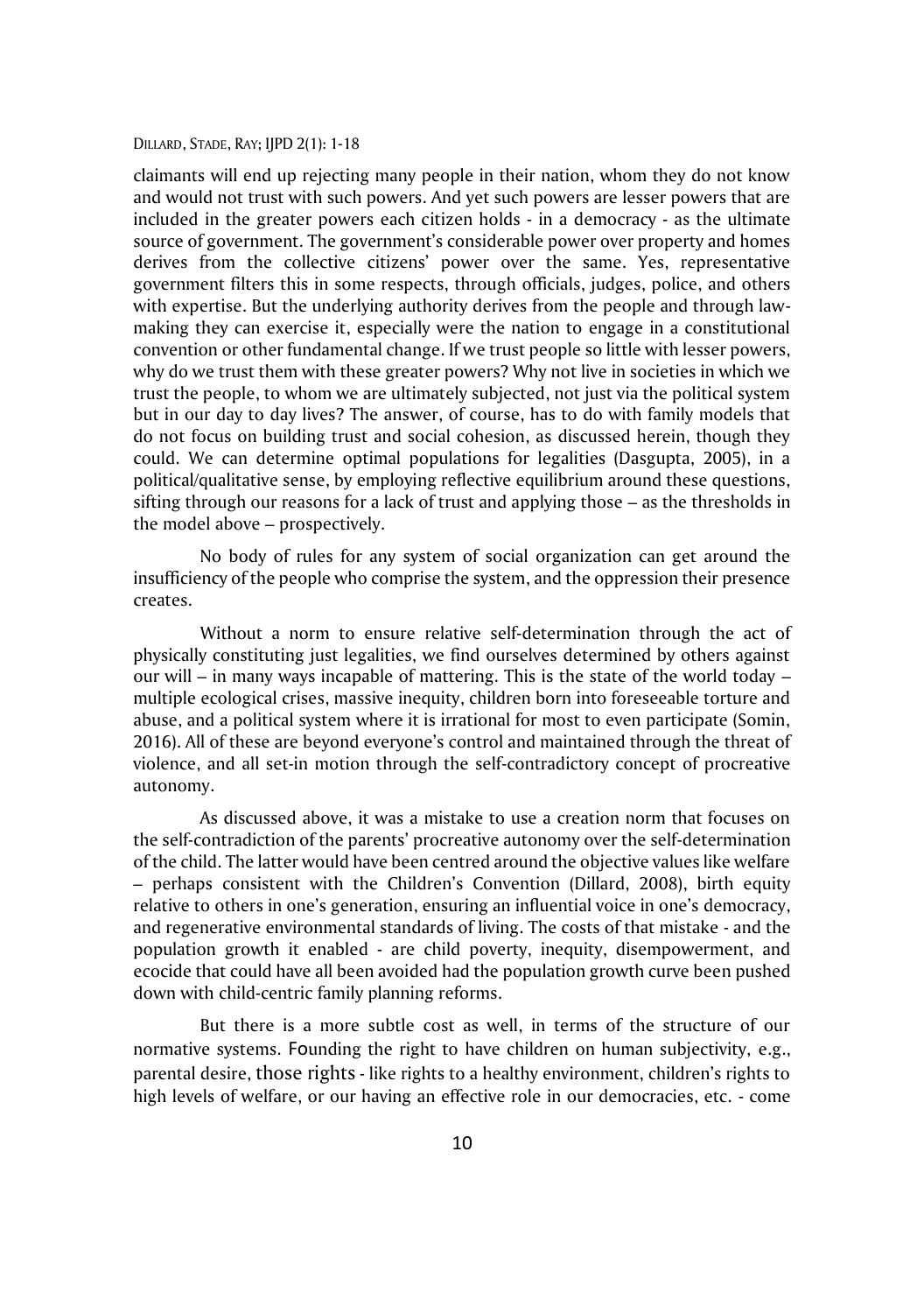claimants will end up rejecting many people in their nation, whom they do not know and would not trust with such powers. And yet such powers are lesser powers that are included in the greater powers each citizen holds - in a democracy - as the ultimate source of government. The government's considerable power over property and homes derives from the collective citizens' power over the same. Yes, representative government filters this in some respects, through officials, judges, police, and others with expertise. But the underlying authority derives from the people and through law-making they can exercise it, especially were the nation to engage in a constitutional convention or other fundamental change. If we trust people so little with lesser powers, why do we trust them with these greater powers? Why not live in societies in which we trust the people, to whom we are ultimately subjected, not just via the political system but in our day to day lives? The answer, of course, has to do with family models that do not focus on building trust and social cohesion, as discussed herein, though they could. We can determine optimal populations for legalities (Dasgupta, 2005), in a political/qualitative sense, by employing reflective equilibrium around these questions, sifting through our reasons for a lack of trust and applying those – as the thresholds in the model above – prospectively.

No body of rules for any system of social organization can get around the insufficiency of the people who comprise the system, and the oppression their presence creates.

Without a norm to ensure relative self-determination through the act of physically constituting just legalities, we find ourselves determined by others against our will – in many ways incapable of mattering. This is the state of the world today – multiple ecological crises, massive inequity, children born into foreseeable torture and abuse, and a political system where it is irrational for most to even participate (Somin, 2016). All of these are beyond everyone's control and maintained through the threat of violence, and all set-in motion through the self-contradictory concept of procreative autonomy.

As discussed above, it was a mistake to use a creation norm that focuses on the self-contradiction of the parents' procreative autonomy over the self-determination of the child. The latter would have been centred around the objective values like welfare – perhaps consistent with the Children's Convention (Dillard, 2008), birth equity relative to others in one's generation, ensuring an influential voice in one's democracy, and regenerative environmental standards of living. The costs of that mistake - and the population growth it enabled - are child poverty, inequity, disempowerment, and ecocide that could have all been avoided had the population growth curve been pushed down with child-centric family planning reforms.

But there is a more subtle cost as well, in terms of the structure of our normative systems. Founding the right to have children on human subjectivity, e.g., parental desire, those rights - like rights to a healthy environment, children's rights to high levels of welfare, or our having an effective role in our democracies, etc. - come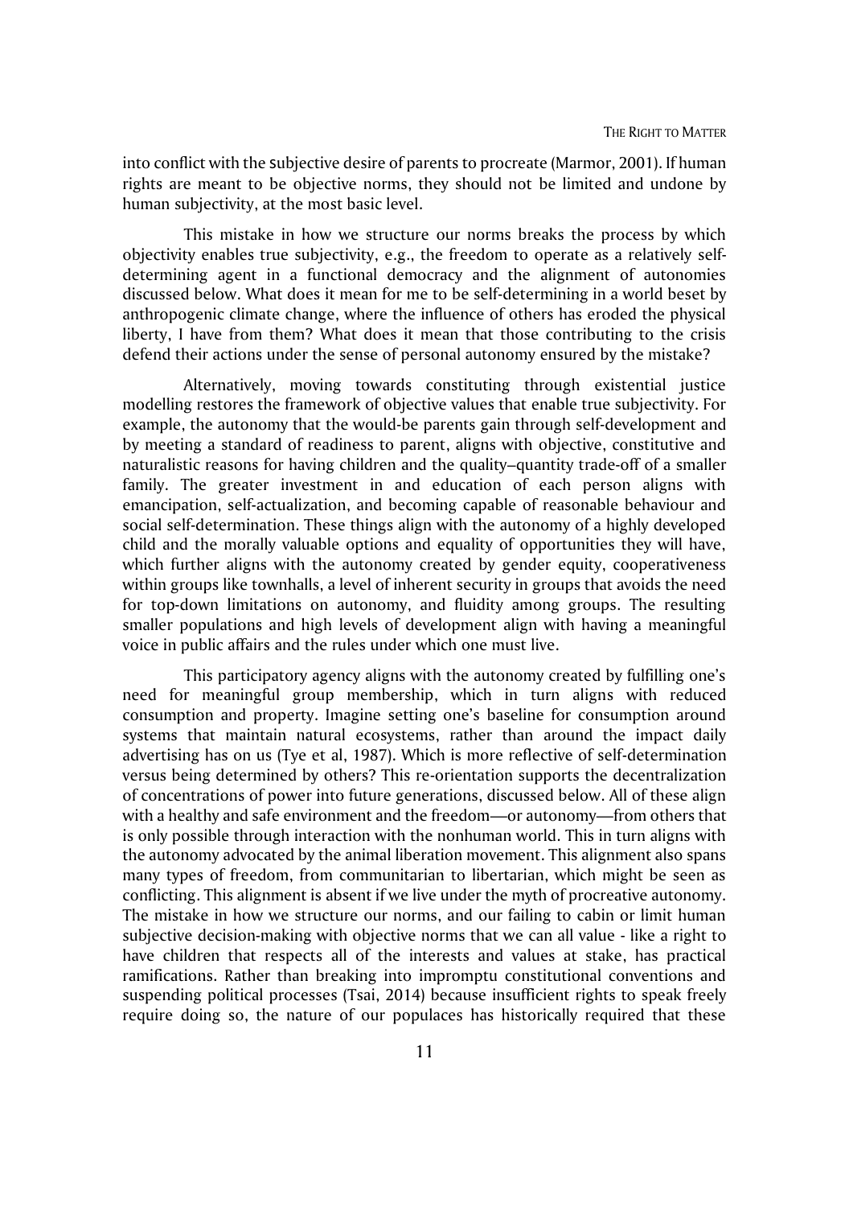into conflict with the subjective desire of parents to procreate (Marmor, 2001). If human rights are meant to be objective norms, they should not be limited and undone by human subjectivity, at the most basic level.

This mistake in how we structure our norms breaks the process by which objectivity enables true subjectivity, e.g., the freedom to operate as a relatively self-determining agent in a functional democracy and the alignment of autonomies discussed below. What does it mean for me to be self-determining in a world beset by anthropogenic climate change, where the influence of others has eroded the physical liberty, I have from them? What does it mean that those contributing to the crisis defend their actions under the sense of personal autonomy ensured by the mistake?

Alternatively, moving towards constituting through existential justice modelling restores the framework of objective values that enable true subjectivity. For example, the autonomy that the would-be parents gain through self-development and by meeting a standard of readiness to parent, aligns with objective, constitutive and naturalistic reasons for having children and the quality–quantity trade-off of a smaller family. The greater investment in and education of each person aligns with emancipation, self-actualization, and becoming capable of reasonable behaviour and social self-determination. These things align with the autonomy of a highly developed child and the morally valuable options and equality of opportunities they will have, which further aligns with the autonomy created by gender equity, cooperativeness within groups like townhalls, a level of inherent security in groups that avoids the need for top-down limitations on autonomy, and fluidity among groups. The resulting smaller populations and high levels of development align with having a meaningful voice in public affairs and the rules under which one must live.

This participatory agency aligns with the autonomy created by fulfilling one's need for meaningful group membership, which in turn aligns with reduced consumption and property. Imagine setting one's baseline for consumption around systems that maintain natural ecosystems, rather than around the impact daily advertising has on us (Tye et al, 1987). Which is more reflective of self-determination versus being determined by others? This re-orientation supports the decentralization of concentrations of power into future generations, discussed below. All of these align with a healthy and safe environment and the freedom—or autonomy—from others that is only possible through interaction with the nonhuman world. This in turn aligns with the autonomy advocated by the animal liberation movement. This alignment also spans many types of freedom, from communitarian to libertarian, which might be seen as conflicting. This alignment is absent if we live under the myth of procreative autonomy. The mistake in how we structure our norms, and our failing to cabin or limit human subjective decision-making with objective norms that we can all value - like a right to have children that respects all of the interests and values at stake, has practical ramifications. Rather than breaking into impromptu constitutional conventions and suspending political processes (Tsai, 2014) because insufficient rights to speak freely require doing so, the nature of our populaces has historically required that these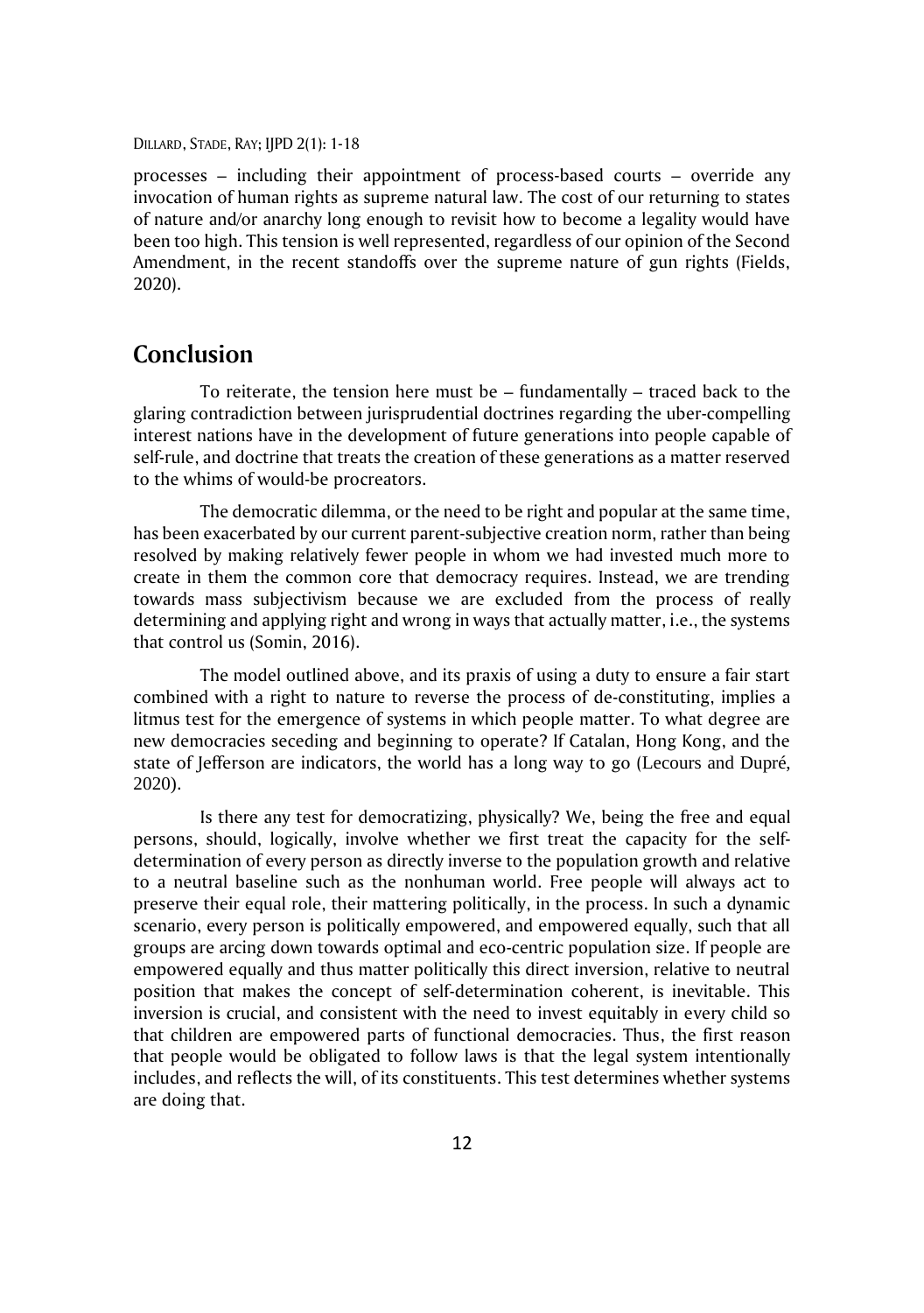processes – including their appointment of process-based courts – override any invocation of human rights as supreme natural law. The cost of our returning to states of nature and/or anarchy long enough to revisit how to become a legality would have been too high. This tension is well represented, regardless of our opinion of the Second Amendment, in the recent standoffs over the supreme nature of gun rights (Fields, 2020).

## Conclusion

To reiterate, the tension here must be – fundamentally – traced back to the glaring contradiction between jurisprudential doctrines regarding the uber-compelling interest nations have in the development of future generations into people capable of self-rule, and doctrine that treats the creation of these generations as a matter reserved to the whims of would-be procreators.

The democratic dilemma, or the need to be right and popular at the same time, has been exacerbated by our current parent-subjective creation norm, rather than being resolved by making relatively fewer people in whom we had invested much more to create in them the common core that democracy requires. Instead, we are trending towards mass subjectivism because we are excluded from the process of really determining and applying right and wrong in ways that actually matter, i.e., the systems that control us (Somin, 2016).

The model outlined above, and its praxis of using a duty to ensure a fair start combined with a right to nature to reverse the process of de-constituting, implies a litmus test for the emergence of systems in which people matter. To what degree are new democracies seceding and beginning to operate? If Catalan, Hong Kong, and the state of Jefferson are indicators, the world has a long way to go (Lecours and Dupré, 2020).

Is there any test for democratizing, physically? We, being the free and equal persons, should, logically, involve whether we first treat the capacity for the self-determination of every person as directly inverse to the population growth and relative to a neutral baseline such as the nonhuman world. Free people will always act to preserve their equal role, their mattering politically, in the process. In such a dynamic scenario, every person is politically empowered, and empowered equally, such that all groups are arcing down towards optimal and eco-centric population size. If people are empowered equally and thus matter politically this direct inversion, relative to neutral position that makes the concept of self-determination coherent, is inevitable. This inversion is crucial, and consistent with the need to invest equitably in every child so that children are empowered parts of functional democracies. Thus, the first reason that people would be obligated to follow laws is that the legal system intentionally includes, and reflects the will, of its constituents. This test determines whether systems are doing that.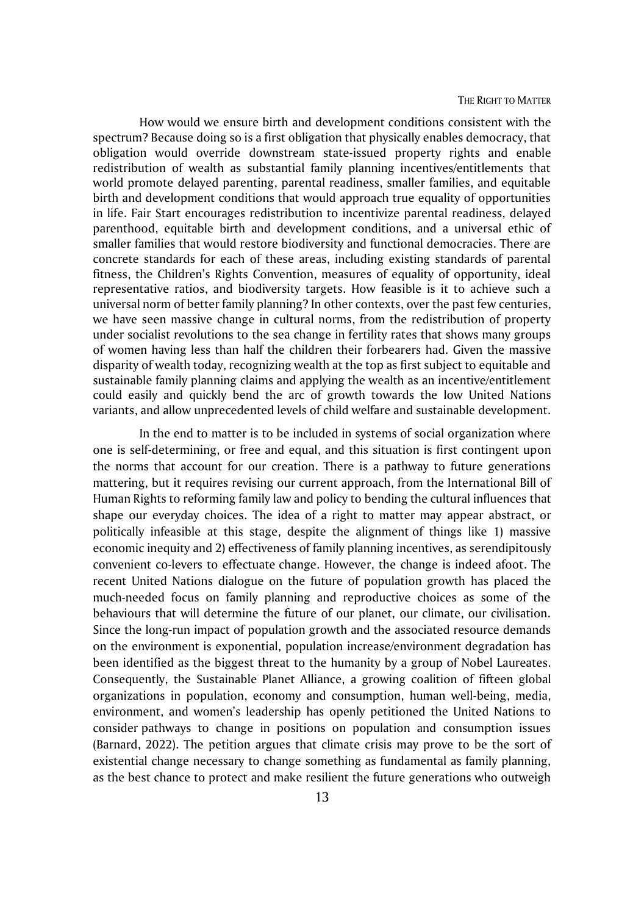How would we ensure birth and development conditions consistent with the spectrum? Because doing so is a first obligation that physically enables democracy, that obligation would override downstream state-issued property rights and enable redistribution of wealth as substantial family planning incentives/entitlements that world promote delayed parenting, parental readiness, smaller families, and equitable birth and development conditions that would approach true equality of opportunities in life. Fair Start encourages redistribution to incentivize parental readiness, delayed parenthood, equitable birth and development conditions, and a universal ethic of smaller families that would restore biodiversity and functional democracies. There are concrete standards for each of these areas, including existing standards of parental fitness, the Children's Rights Convention, measures of equality of opportunity, ideal representative ratios, and biodiversity targets. How feasible is it to achieve such a universal norm of better family planning? In other contexts, over the past few centuries, we have seen massive change in cultural norms, from the redistribution of property under socialist revolutions to the sea change in fertility rates that shows many groups of women having less than half the children their forbearers had. Given the massive disparity of wealth today, recognizing wealth at the top as first subject to equitable and sustainable family planning claims and applying the wealth as an incentive/entitlement could easily and quickly bend the arc of growth towards the low United Nations variants, and allow unprecedented levels of child welfare and sustainable development.

In the end to matter is to be included in systems of social organization where one is self-determining, or free and equal, and this situation is first contingent upon the norms that account for our creation. There is a pathway to future generations mattering, but it requires revising our current approach, from the International Bill of Human Rights to reforming family law and policy to bending the cultural influences that shape our everyday choices. The idea of a right to matter may appear abstract, or politically infeasible at this stage, despite the alignment of things like 1) massive economic inequity and 2) effectiveness of family planning incentives, as serendipitously convenient co-levers to effectuate change. However, the change is indeed afoot. The recent United Nations dialogue on the future of population growth has placed the much-needed focus on family planning and reproductive choices as some of the behaviours that will determine the future of our planet, our climate, our civilisation. Since the long-run impact of population growth and the associated resource demands on the environment is exponential, population increase/environment degradation has been identified as the biggest threat to the humanity by a group of Nobel Laureates. Consequently, the Sustainable Planet Alliance, a growing coalition of fifteen global organizations in population, economy and consumption, human well-being, media, environment, and women's leadership has openly petitioned the United Nations to consider pathways to change in positions on population and consumption issues (Barnard, 2022). The petition argues that climate crisis may prove to be the sort of existential change necessary to change something as fundamental as family planning, as the best chance to protect and make resilient the future generations who outweigh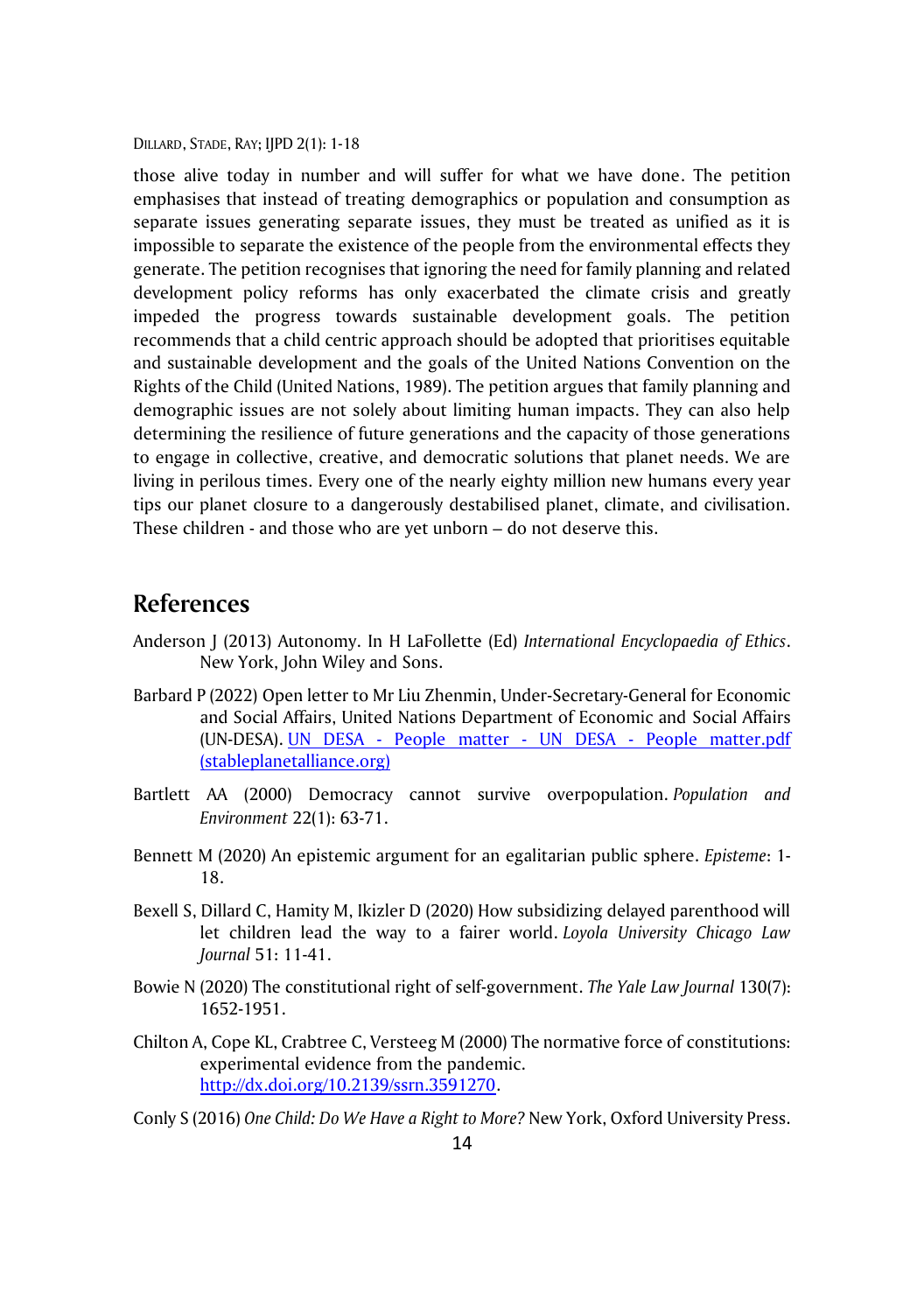those alive today in number and will suffer for what we have done. The petition emphasises that instead of treating demographics or population and consumption as separate issues generating separate issues, they must be treated as unified as it is impossible to separate the existence of the people from the environmental effects they generate. The petition recognises that ignoring the need for family planning and related development policy reforms has only exacerbated the climate crisis and greatly impeded the progress towards sustainable development goals. The petition recommends that a child centric approach should be adopted that prioritises equitable and sustainable development and the goals of the United Nations Convention on the Rights of the Child (United Nations, 1989). The petition argues that family planning and demographic issues are not solely about limiting human impacts. They can also help determining the resilience of future generations and the capacity of those generations to engage in collective, creative, and democratic solutions that planet needs. We are living in perilous times. Every one of the nearly eighty million new humans every year tips our planet closure to a dangerously destabilised planet, climate, and civilisation. These children - and those who are yet unborn – do not deserve this.

## References

Anderson J (2013) Autonomy. In H LaFollette (Ed) *International Encyclopaedia of Ethics*. New York, John Wiley and Sons.

Barbard P (2022) Open letter to Mr Liu Zhenmin, Under-Secretary-General for Economic and Social Affairs, United Nations Department of Economic and Social Affairs (UN-DESA). [UN DESA - People matter - UN DESA - People matter.pdf (stableplanetalliance.org)](stableplanetalliance.org)

Bartlett AA (2000) Democracy cannot survive overpopulation. *Population and Environment* 22(1): 63-71.

Bennett M (2020) An epistemic argument for an egalitarian public sphere. *Episteme*: 1-18.

Bexell S, Dillard C, Hamity M, Ikizler D (2020) How subsidizing delayed parenthood will let children lead the way to a fairer world. *Loyola University Chicago Law Journal* 51: 11-41.

Bowie N (2020) The constitutional right of self-government. *The Yale Law Journal* 130(7): 1652-1951.

Chilton A, Cope KL, Crabtree C, Versteeg M (2000) The normative force of constitutions: experimental evidence from the pandemic. [http://dx.doi.org/10.2139/ssrn.3591270](http://dx.doi.org/10.2139/ssrn.3591270).

Conly S (2016) *One Child: Do We Have a Right to More?* New York, Oxford University Press.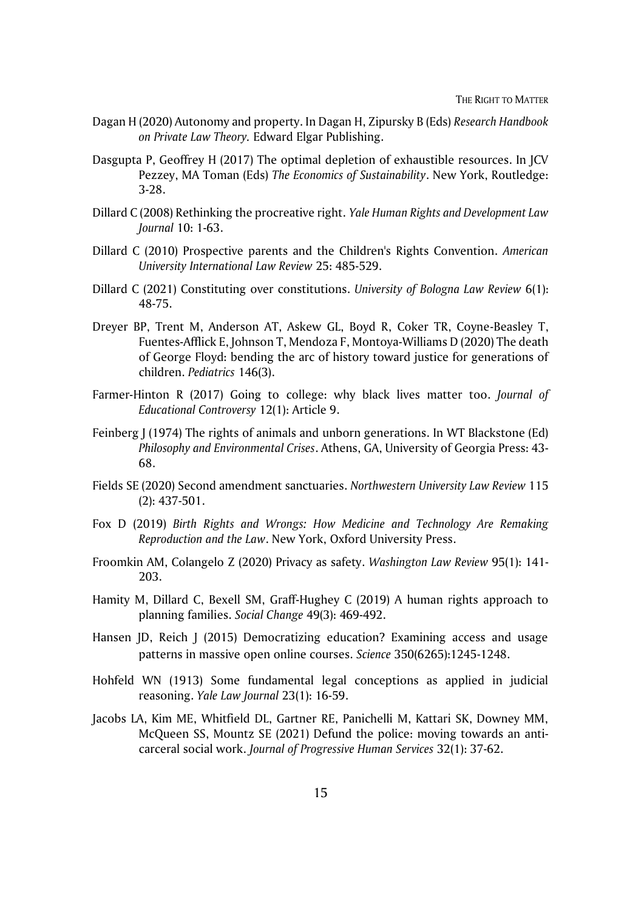Dagan H (2020) Autonomy and property. In Dagan H, Zipursky B (Eds) *Research Handbook on Private Law Theory.* Edward Elgar Publishing.

Dasgupta P, Geoffrey H (2017) The optimal depletion of exhaustible resources. In JCV Pezzey, MA Toman (Eds) *The Economics of Sustainability*. New York, Routledge: 3-28.

Dillard C (2008) Rethinking the procreative right. *Yale Human Rights and Development Law Journal* 10: 1-63.

Dillard C (2010) Prospective parents and the Children's Rights Convention. *American University International Law Review* 25: 485-529.

Dillard C (2021) Constituting over constitutions. *University of Bologna Law Review* 6(1): 48-75.

Dreyer BP, Trent M, Anderson AT, Askew GL, Boyd R, Coker TR, Coyne-Beasley T, Fuentes-Afflick E, Johnson T, Mendoza F, Montoya-Williams D (2020) The death of George Floyd: bending the arc of history toward justice for generations of children. *Pediatrics* 146(3).

Farmer-Hinton R (2017) Going to college: why black lives matter too. *Journal of Educational Controversy* 12(1): Article 9.

Feinberg J (1974) The rights of animals and unborn generations. In WT Blackstone (Ed) *Philosophy and Environmental Crises*. Athens, GA, University of Georgia Press: 43-68.

Fields SE (2020) Second amendment sanctuaries. *Northwestern University Law Review* 115 (2): 437-501.

Fox D (2019) *Birth Rights and Wrongs: How Medicine and Technology Are Remaking Reproduction and the Law*. New York, Oxford University Press.

Froomkin AM, Colangelo Z (2020) Privacy as safety. *Washington Law Review* 95(1): 141-203.

Hamity M, Dillard C, Bexell SM, Graff-Hughey C (2019) A human rights approach to planning families. *Social Change* 49(3): 469-492.

Hansen JD, Reich J (2015) Democratizing education? Examining access and usage patterns in massive open online courses. *Science* 350(6265):1245-1248.

Hohfeld WN (1913) Some fundamental legal conceptions as applied in judicial reasoning. *Yale Law Journal* 23(1): 16-59.

Jacobs LA, Kim ME, Whitfield DL, Gartner RE, Panichelli M, Kattari SK, Downey MM, McQueen SS, Mountz SE (2021) Defund the police: moving towards an anti-carceral social work. *Journal of Progressive Human Services* 32(1): 37-62.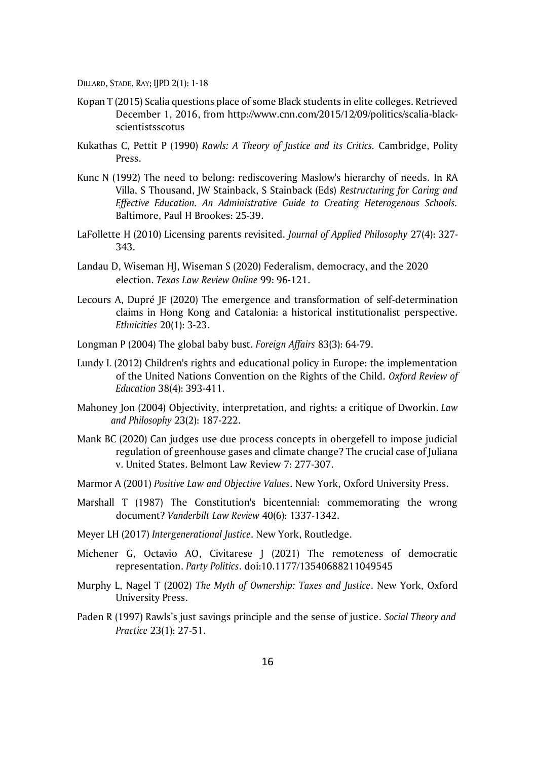Kopan T (2015) Scalia questions place of some Black students in elite colleges. Retrieved December 1, 2016, from http://www.cnn.com/2015/12/09/politics/scalia-black-scientistsscotus

Kukathas C, Pettit P (1990) *Rawls: A Theory of Justice and its Critics.* Cambridge, Polity Press.

Kunc N (1992) The need to belong: rediscovering Maslow's hierarchy of needs. In RA Villa, S Thousand, JW Stainback, S Stainback (Eds) *Restructuring for Caring and Effective Education. An Administrative Guide to Creating Heterogenous Schools.* Baltimore, Paul H Brookes: 25-39.

LaFollette H (2010) Licensing parents revisited. *Journal of Applied Philosophy* 27(4): 327-343.

Landau D, Wiseman HJ, Wiseman S (2020) Federalism, democracy, and the 2020 election. *Texas Law Review Online* 99: 96-121.

Lecours A, Dupré JF (2020) The emergence and transformation of self-determination claims in Hong Kong and Catalonia: a historical institutionalist perspective. *Ethnicities* 20(1): 3-23.

Longman P (2004) The global baby bust. *Foreign Affairs* 83(3): 64-79.

Lundy L (2012) Children's rights and educational policy in Europe: the implementation of the United Nations Convention on the Rights of the Child. *Oxford Review of Education* 38(4): 393-411.

Mahoney Jon (2004) Objectivity, interpretation, and rights: a critique of Dworkin. *Law and Philosophy* 23(2): 187-222.

Mank BC (2020) Can judges use due process concepts in obergefell to impose judicial regulation of greenhouse gases and climate change? The crucial case of Juliana v. United States. Belmont Law Review 7: 277-307.

Marmor A (2001) *Positive Law and Objective Values*. New York, Oxford University Press.

Marshall T (1987) The Constitution's bicentennial: commemorating the wrong document? *Vanderbilt Law Review* 40(6): 1337-1342.

Meyer LH (2017) *Intergenerational Justice*. New York, Routledge.

Michener G, Octavio AO, Civitarese J (2021) The remoteness of democratic representation. *Party Politics*. doi:10.1177/13540688211049545

Murphy L, Nagel T (2002) *The Myth of Ownership: Taxes and Justice*. New York, Oxford University Press.

Paden R (1997) Rawls's just savings principle and the sense of justice. *Social Theory and Practice* 23(1): 27-51.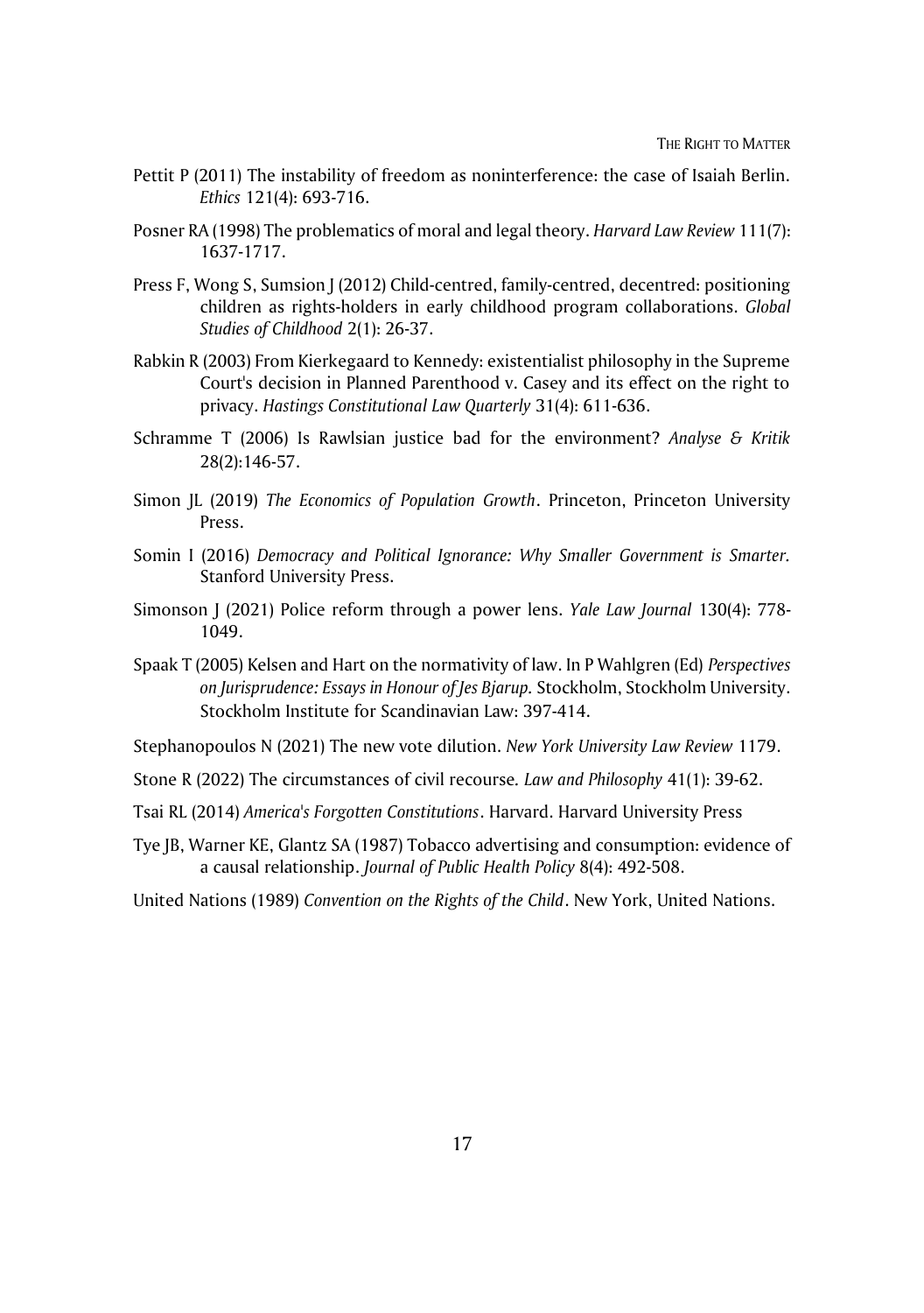Pettit P (2011) The instability of freedom as noninterference: the case of Isaiah Berlin. *Ethics* 121(4): 693-716.

Posner RA (1998) The problematics of moral and legal theory. *Harvard Law Review* 111(7): 1637-1717.

Press F, Wong S, Sumsion J (2012) Child-centred, family-centred, decentred: positioning children as rights-holders in early childhood program collaborations. *Global Studies of Childhood* 2(1): 26-37.

Rabkin R (2003) From Kierkegaard to Kennedy: existentialist philosophy in the Supreme Court's decision in Planned Parenthood v. Casey and its effect on the right to privacy. *Hastings Constitutional Law Quarterly* 31(4): 611-636.

Schramme T (2006) Is Rawlsian justice bad for the environment? *Analyse & Kritik* 28(2):146-57.

Simon JL (2019) *The Economics of Population Growth*. Princeton, Princeton University Press.

Somin I (2016) *Democracy and Political Ignorance: Why Smaller Government is Smarter.* Stanford University Press.

Simonson J (2021) Police reform through a power lens. *Yale Law Journal* 130(4): 778-1049.

Spaak T (2005) Kelsen and Hart on the normativity of law. In P Wahlgren (Ed) *Perspectives on Jurisprudence: Essays in Honour of Jes Bjarup.* Stockholm, Stockholm University. Stockholm Institute for Scandinavian Law: 397-414.

Stephanopoulos N (2021) The new vote dilution. *New York University Law Review* 1179.

Stone R (2022) The circumstances of civil recourse*. Law and Philosophy* 41(1): 39-62.

Tsai RL (2014) *America's Forgotten Constitutions*. Harvard. Harvard University Press

Tye JB, Warner KE, Glantz SA (1987) Tobacco advertising and consumption: evidence of a causal relationship. *Journal of Public Health Policy* 8(4): 492-508.

United Nations (1989) *Convention on the Rights of the Child*. New York, United Nations.